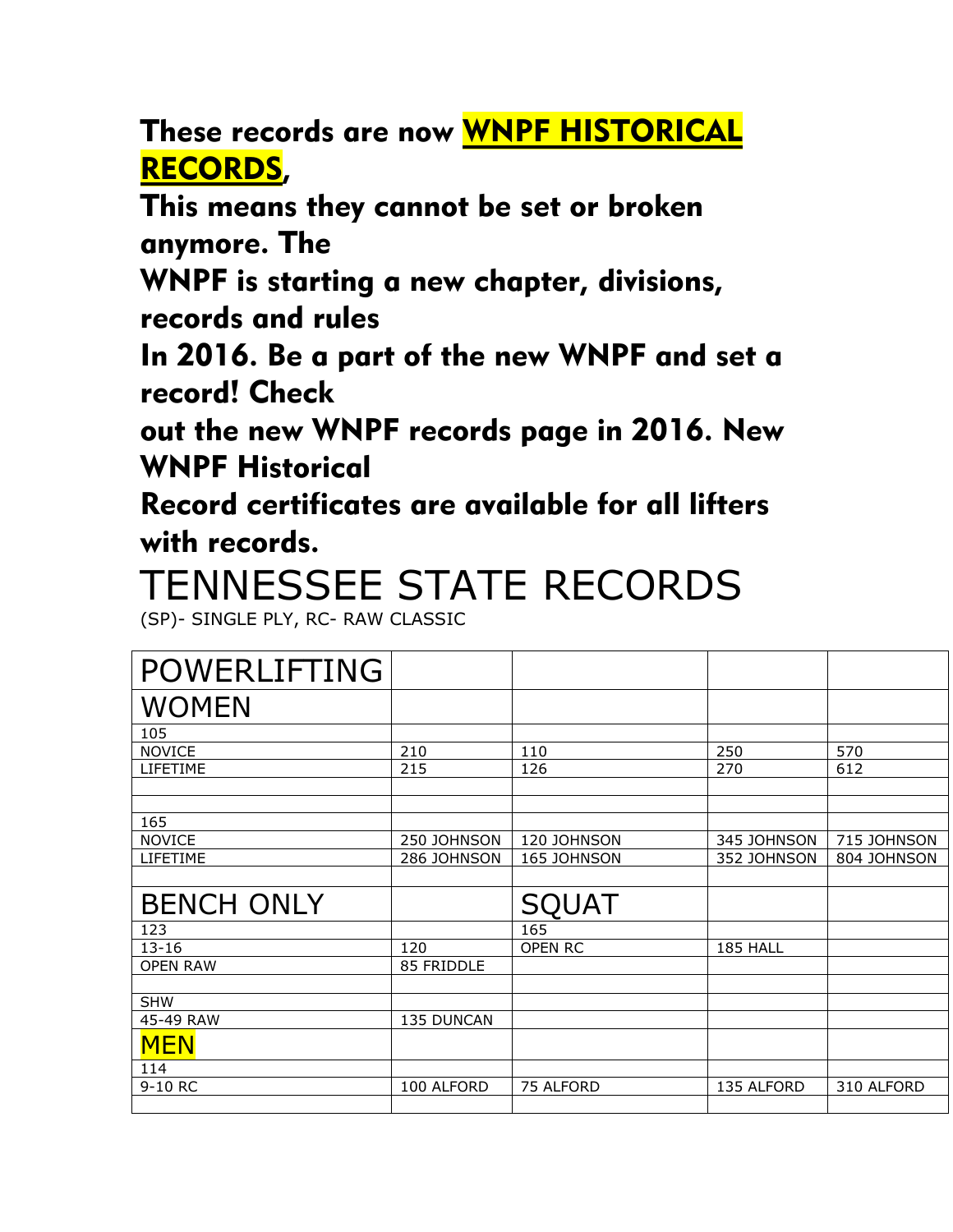**These records are now WNPF HISTORICAL RECORDS,**

**This means they cannot be set or broken anymore. The WNPF is starting a new chapter, divisions, records and rules In 2016. Be a part of the new WNPF and set a record! Check out the new WNPF records page in 2016. New WNPF Historical Record certificates are available for all lifters with records.**

# TENNESSEE STATE RECORDS

(SP)- SINGLE PLY, RC- RAW CLASSIC

| POWERLIFTING | | | | |
|---|---|---|---|---|
| WOMEN | | | | |
| 105 | | | | |
| NOVICE | 210 | 110 | 250 | 570 |
| LIFETIME | 215 | 126 | 270 | 612 |
| | | | | |
| | | | | |
| 165 | | | | |
| NOVICE | 250 JOHNSON | 120 JOHNSON | 345 JOHNSON | 715 JOHNSON |
| LIFETIME | 286 JOHNSON | 165 JOHNSON | 352 JOHNSON | 804 JOHNSON |
| | | | | |
| BENCH ONLY | | SQUAT | | |
| 123 | | 165 | | |
| 13-16 | 120 | OPEN RC | 185 HALL | |
| OPEN RAW | 85 FRIDDLE | | | |
| | | | | |
| SHW | | | | |
| 45-49 RAW | 135 DUNCAN | | | |
| MEN | | | | |
| 114 | | | | |
| 9-10 RC | 100 ALFORD | 75 ALFORD | 135 ALFORD | 310 ALFORD |
| | | | | |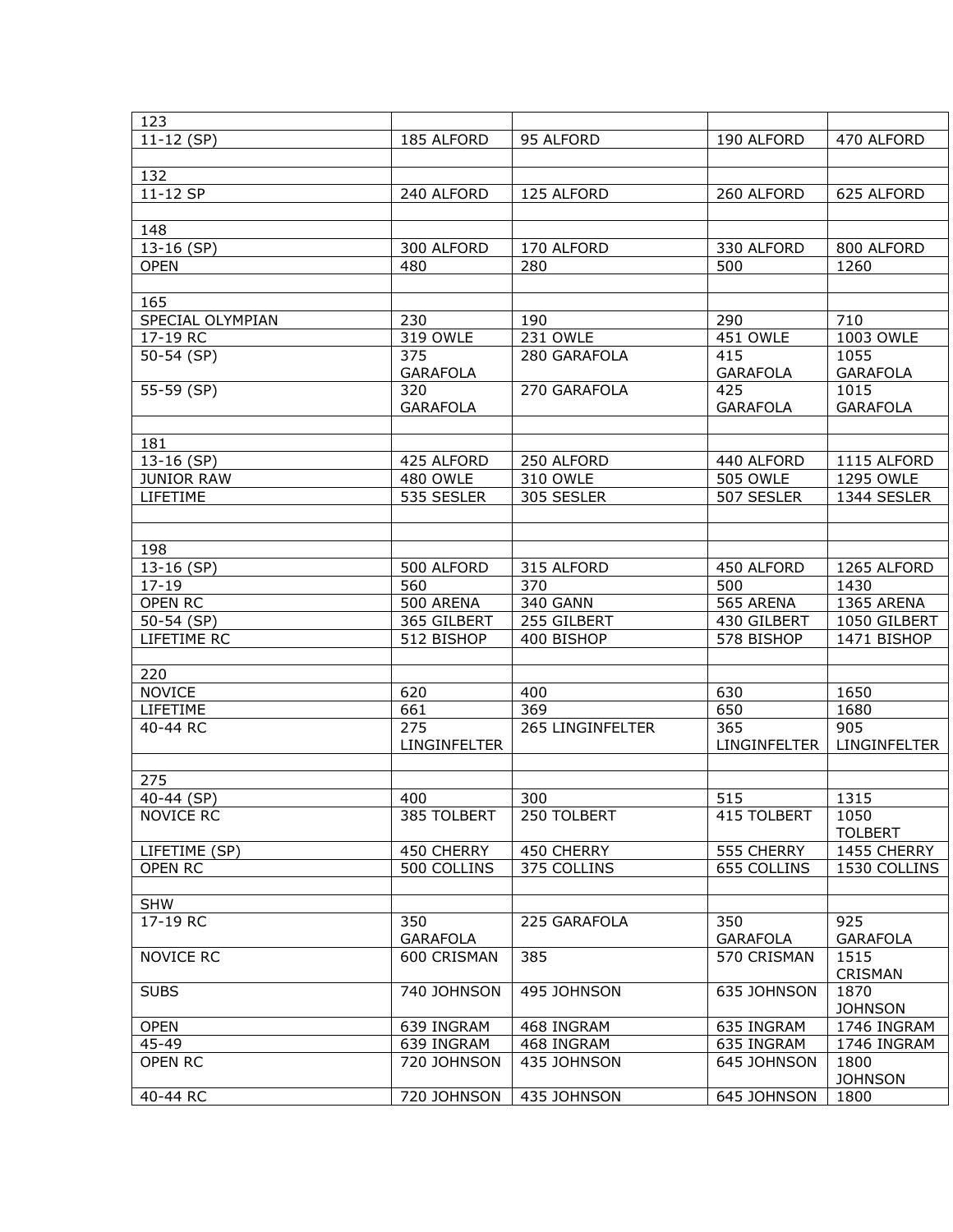| | | | | |
|---|---|---|---|---|
| 123 | | | | |
| 11-12 (SP) | 185 ALFORD | 95 ALFORD | 190 ALFORD | 470 ALFORD |
| | | | | |
| 132 | | | | |
| 11-12 SP | 240 ALFORD | 125 ALFORD | 260 ALFORD | 625 ALFORD |
| | | | | |
| 148 | | | | |
| 13-16 (SP) | 300 ALFORD | 170 ALFORD | 330 ALFORD | 800 ALFORD |
| OPEN | 480 | 280 | 500 | 1260 |
| | | | | |
| 165 | | | | |
| SPECIAL OLYMPIAN | 230 | 190 | 290 | 710 |
| 17-19 RC | 319 OWLE | 231 OWLE | 451 OWLE | 1003 OWLE |
| 50-54 (SP) | 375 GARAFOLA | 280 GARAFOLA | 415 GARAFOLA | 1055 GARAFOLA |
| 55-59 (SP) | 320 GARAFOLA | 270 GARAFOLA | 425 GARAFOLA | 1015 GARAFOLA |
| | | | | |
| 181 | | | | |
| 13-16 (SP) | 425 ALFORD | 250 ALFORD | 440 ALFORD | 1115 ALFORD |
| JUNIOR RAW | 480 OWLE | 310 OWLE | 505 OWLE | 1295 OWLE |
| LIFETIME | 535 SESLER | 305 SESLER | 507 SESLER | 1344 SESLER |
| | | | | |
| | | | | |
| 198 | | | | |
| 13-16 (SP) | 500 ALFORD | 315 ALFORD | 450 ALFORD | 1265 ALFORD |
| 17-19 | 560 | 370 | 500 | 1430 |
| OPEN RC | 500 ARENA | 340 GANN | 565 ARENA | 1365 ARENA |
| 50-54 (SP) | 365 GILBERT | 255 GILBERT | 430 GILBERT | 1050 GILBERT |
| LIFETIME RC | 512 BISHOP | 400 BISHOP | 578 BISHOP | 1471 BISHOP |
| | | | | |
| 220 | | | | |
| NOVICE | 620 | 400 | 630 | 1650 |
| LIFETIME | 661 | 369 | 650 | 1680 |
| 40-44 RC | 275 LINGINFELTER | 265 LINGINFELTER | 365 LINGINFELTER | 905 LINGINFELTER |
| | | | | |
| 275 | | | | |
| 40-44 (SP) | 400 | 300 | 515 | 1315 |
| NOVICE RC | 385 TOLBERT | 250 TOLBERT | 415 TOLBERT | 1050 TOLBERT |
| LIFETIME (SP) | 450 CHERRY | 450 CHERRY | 555 CHERRY | 1455 CHERRY |
| OPEN RC | 500 COLLINS | 375 COLLINS | 655 COLLINS | 1530 COLLINS |
| | | | | |
| SHW | | | | |
| 17-19 RC | 350 GARAFOLA | 225 GARAFOLA | 350 GARAFOLA | 925 GARAFOLA |
| NOVICE RC | 600 CRISMAN | 385 | 570 CRISMAN | 1515 CRISMAN |
| SUBS | 740 JOHNSON | 495 JOHNSON | 635 JOHNSON | 1870 JOHNSON |
| OPEN | 639 INGRAM | 468 INGRAM | 635 INGRAM | 1746 INGRAM |
| 45-49 | 639 INGRAM | 468 INGRAM | 635 INGRAM | 1746 INGRAM |
| OPEN RC | 720 JOHNSON | 435 JOHNSON | 645 JOHNSON | 1800 JOHNSON |
| 40-44 RC | 720 JOHNSON | 435 JOHNSON | 645 JOHNSON | 1800 |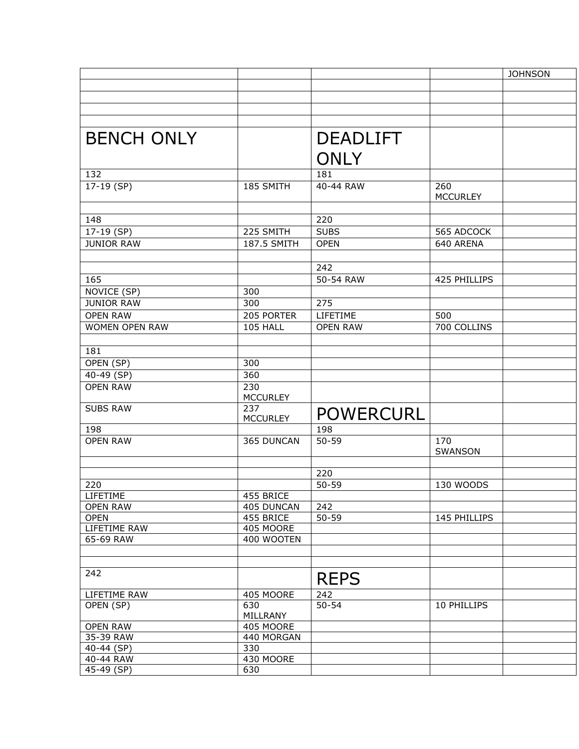| | | | | JOHNSON |
|---|---|---|---|---|
| | | | | |
| | | | | |
| | | | | |
| | | | | |
| BENCH ONLY | | DEADLIFT ONLY | | |
| 132 | | 181 | | |
| 17-19 (SP) | 185 SMITH | 40-44 RAW | 260 MCCURLEY | |
| | | | | |
| 148 | | 220 | | |
| 17-19 (SP) | 225 SMITH | SUBS | 565 ADCOCK | |
| JUNIOR RAW | 187.5 SMITH | OPEN | 640 ARENA | |
| | | | | |
| | | 242 | | |
| 165 | | 50-54 RAW | 425 PHILLIPS | |
| NOVICE (SP) | 300 | | | |
| JUNIOR RAW | 300 | 275 | | |
| OPEN RAW | 205 PORTER | LIFETIME | 500 | |
| WOMEN OPEN RAW | 105 HALL | OPEN RAW | 700 COLLINS | |
| | | | | |
| 181 | | | | |
| OPEN (SP) | 300 | | | |
| 40-49 (SP) | 360 | | | |
| OPEN RAW | 230 MCCURLEY | | | |
| SUBS RAW | 237 MCCURLEY | POWERCURL | | |
| 198 | | 198 | | |
| OPEN RAW | 365 DUNCAN | 50-59 | 170 SWANSON | |
| | | | | |
| | | 220 | | |
| 220 | | 50-59 | 130 WOODS | |
| LIFETIME | 455 BRICE | | | |
| OPEN RAW | 405 DUNCAN | 242 | | |
| OPEN | 455 BRICE | 50-59 | 145 PHILLIPS | |
| LIFETIME RAW | 405 MOORE | | | |
| 65-69 RAW | 400 WOOTEN | | | |
| | | | | |
| | | | | |
| 242 | | REPS | | |
| LIFETIME RAW | 405 MOORE | 242 | | |
| OPEN (SP) | 630 MILLRANY | 50-54 | 10 PHILLIPS | |
| OPEN RAW | 405 MOORE | | | |
| 35-39 RAW | 440 MORGAN | | | |
| 40-44 (SP) | 330 | | | |
| 40-44 RAW | 430 MOORE | | | |
| 45-49 (SP) | 630 | | | |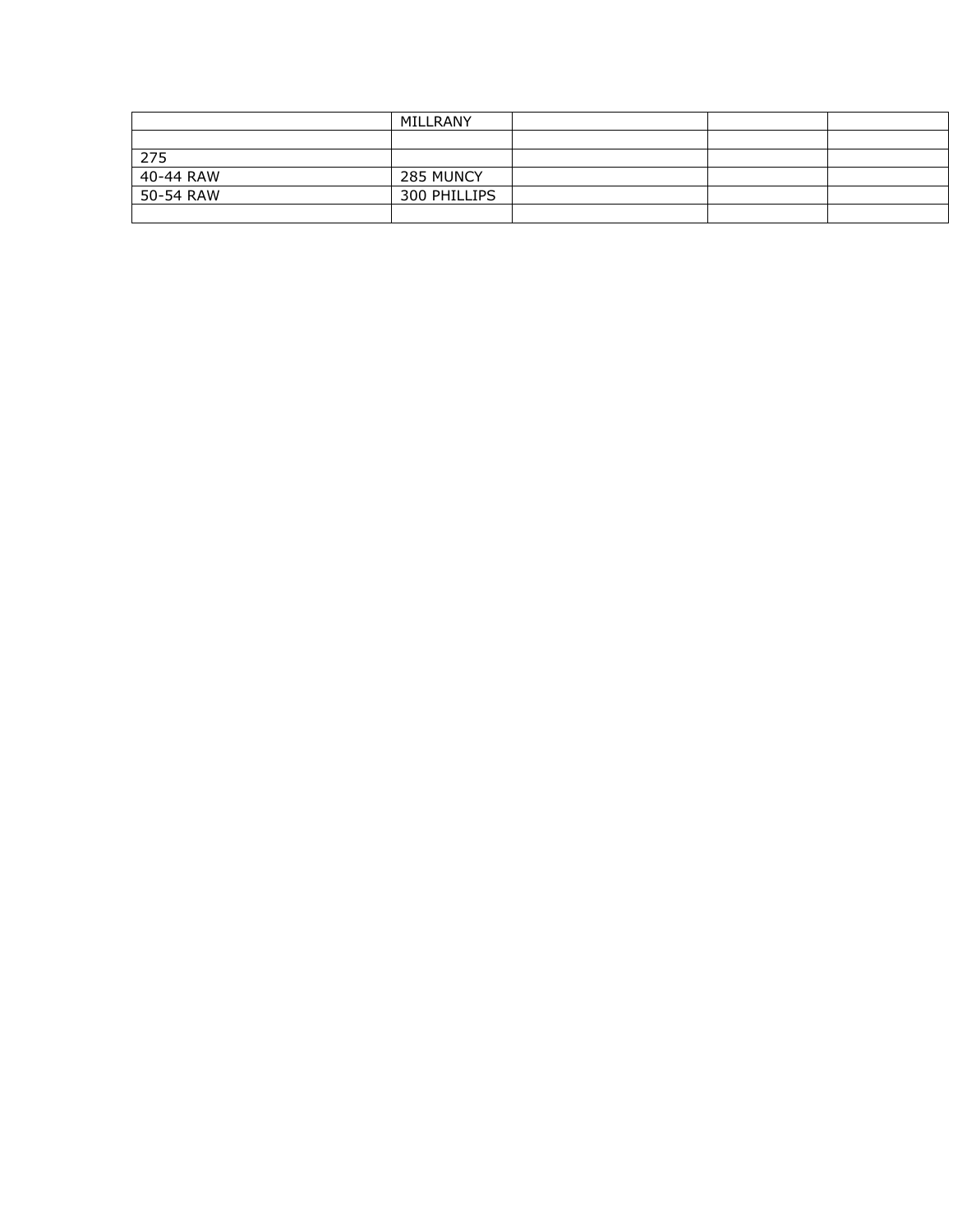| | | | | |
|---|---|---|---|---|
| | MILLRANY | | | |
| | | | | |
| 275 | | | | |
| 40-44 RAW | 285 MUNCY | | | |
| 50-54 RAW | 300 PHILLIPS | | | |
| | | | | |